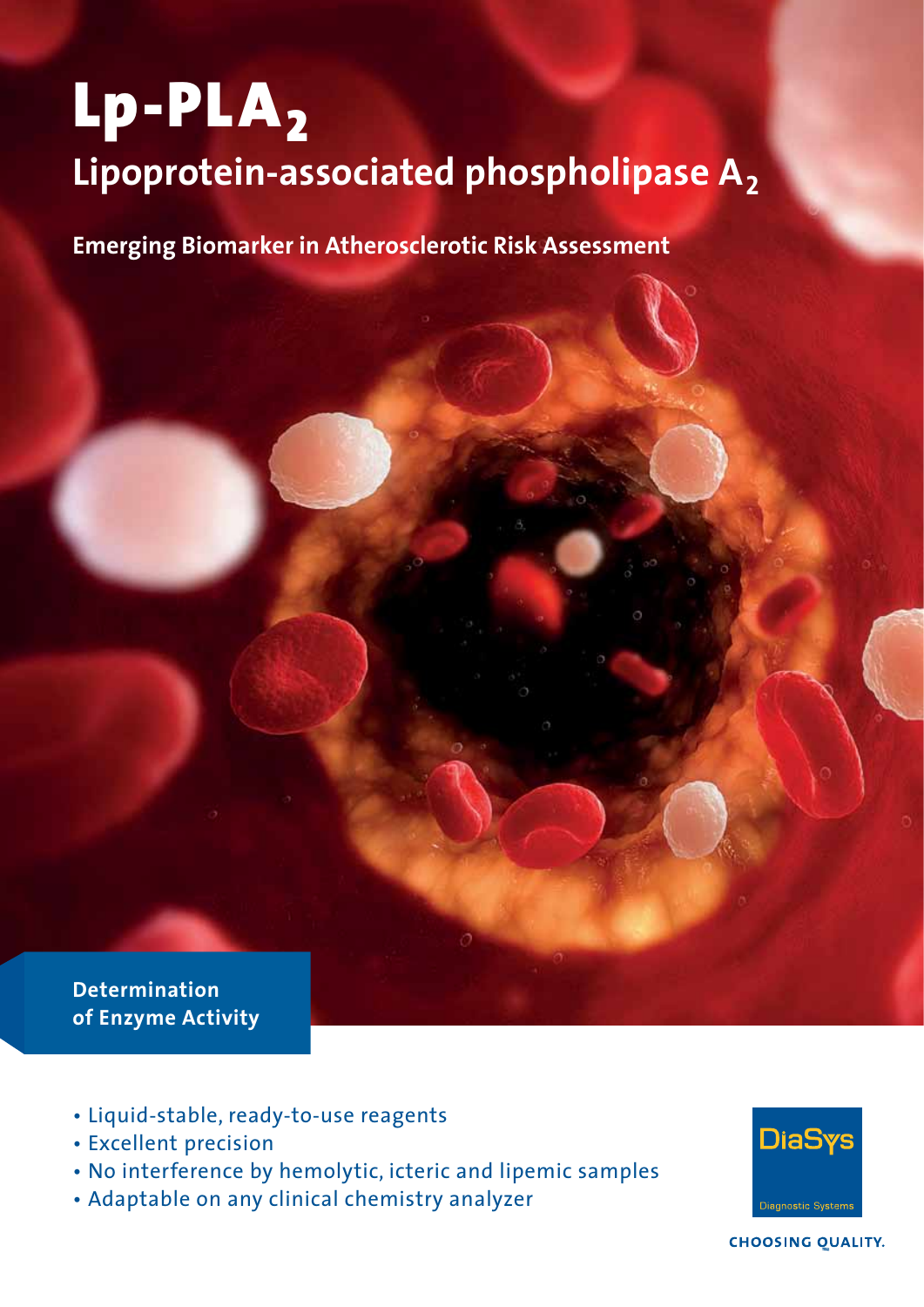# Lp-PLA$_2$

## Lipoprotein-associated phospholipase A$_2$

**Emerging Biomarker in Atherosclerotic Risk Assessment**

**Determination of Enzyme Activity**

- Liquid-stable, ready-to-use reagents
- Excellent precision
- No interference by hemolytic, icteric and lipemic samples
- Adaptable on any clinical chemistry analyzer

DiaSys

Diagnostic Systems

CHOOSING QUALITY.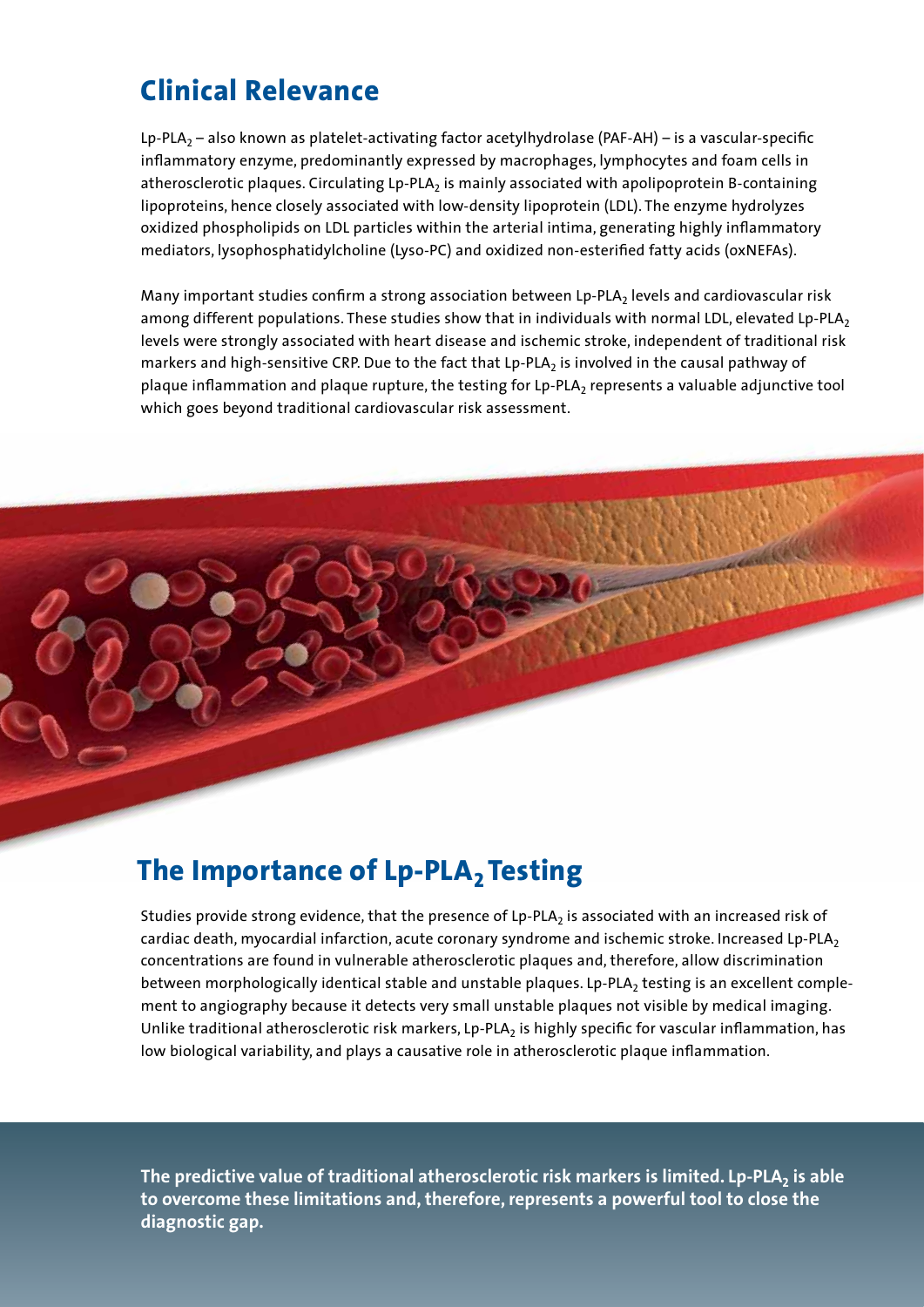## Clinical Relevance

Lp-PLA$_2$ – also known as platelet-activating factor acetylhydrolase (PAF-AH) – is a vascular-specific inflammatory enzyme, predominantly expressed by macrophages, lymphocytes and foam cells in atherosclerotic plaques. Circulating Lp-PLA$_2$ is mainly associated with apolipoprotein B-containing lipoproteins, hence closely associated with low-density lipoprotein (LDL). The enzyme hydrolyzes oxidized phospholipids on LDL particles within the arterial intima, generating highly inflammatory mediators, lysophosphatidylcholine (Lyso-PC) and oxidized non-esterified fatty acids (oxNEFAs).

Many important studies confirm a strong association between Lp-PLA$_2$ levels and cardiovascular risk among different populations. These studies show that in individuals with normal LDL, elevated Lp-PLA$_2$ levels were strongly associated with heart disease and ischemic stroke, independent of traditional risk markers and high-sensitive CRP. Due to the fact that Lp-PLA$_2$ is involved in the causal pathway of plaque inflammation and plaque rupture, the testing for Lp-PLA$_2$ represents a valuable adjunctive tool which goes beyond traditional cardiovascular risk assessment.

## The Importance of Lp-PLA$_2$ Testing

Studies provide strong evidence, that the presence of Lp-PLA$_2$ is associated with an increased risk of cardiac death, myocardial infarction, acute coronary syndrome and ischemic stroke. Increased Lp-PLA$_2$ concentrations are found in vulnerable atherosclerotic plaques and, therefore, allow discrimination between morphologically identical stable and unstable plaques. Lp-PLA$_2$ testing is an excellent complement to angiography because it detects very small unstable plaques not visible by medical imaging. Unlike traditional atherosclerotic risk markers, Lp-PLA$_2$ is highly specific for vascular inflammation, has low biological variability, and plays a causative role in atherosclerotic plaque inflammation.

**The predictive value of traditional atherosclerotic risk markers is limited. Lp-PLA$_2$ is able to overcome these limitations and, therefore, represents a powerful tool to close the diagnostic gap.**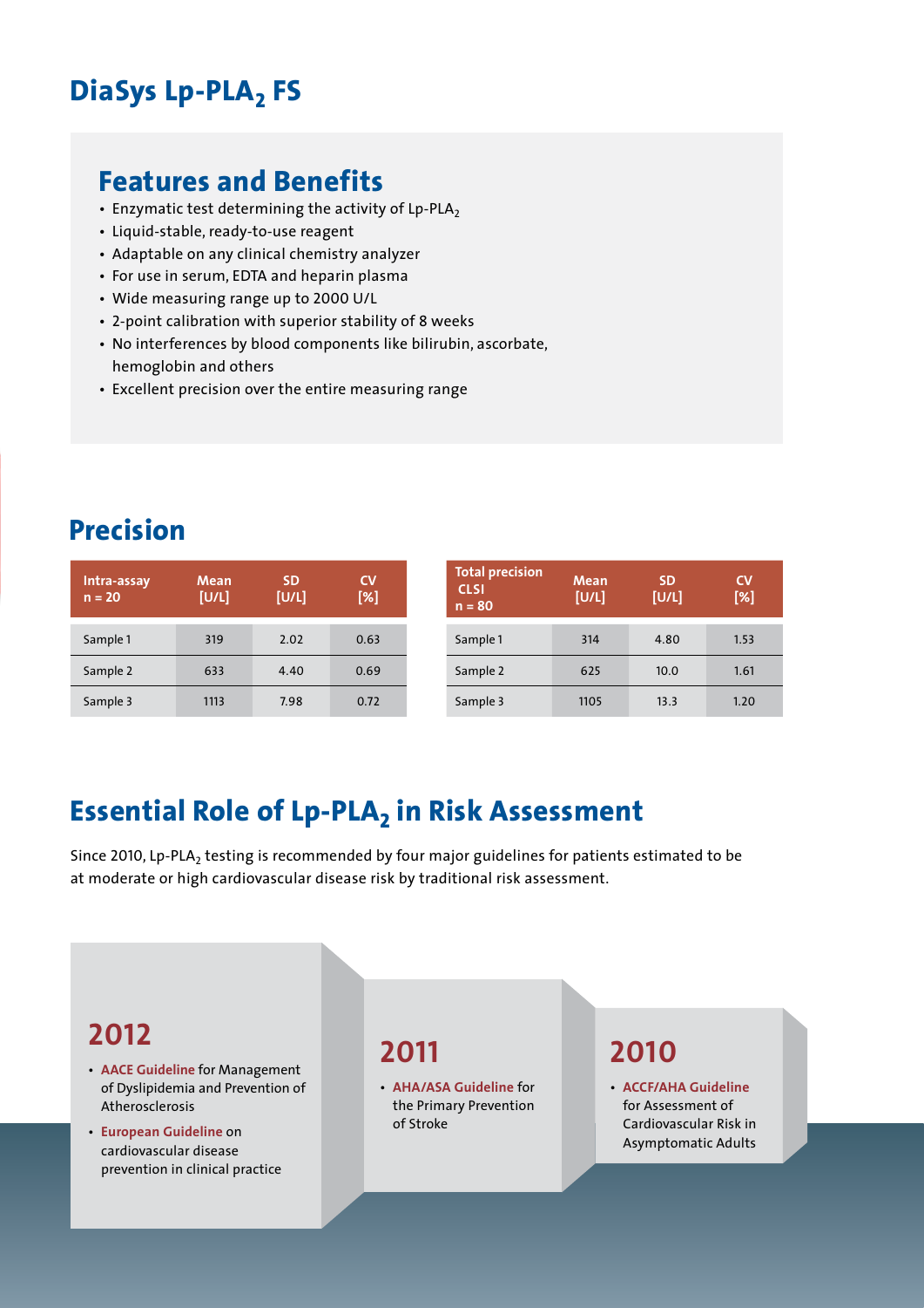# DiaSys Lp-$PLA_2$ FS

## Features and Benefits

- Enzymatic test determining the activity of Lp-$PLA_2$
- Liquid-stable, ready-to-use reagent
- Adaptable on any clinical chemistry analyzer
- For use in serum, EDTA and heparin plasma
- Wide measuring range up to 2000 U/L
- 2-point calibration with superior stability of 8 weeks
- No interferences by blood components like bilirubin, ascorbate, hemoglobin and others
- Excellent precision over the entire measuring range

## Precision

| Intra-assay n = 20 | Mean [U/L] | SD [U/L] | CV [%] |
|---|---|---|---|
| Sample 1 | 319 | 2.02 | 0.63 |
| Sample 2 | 633 | 4.40 | 0.69 |
| Sample 3 | 1113 | 7.98 | 0.72 |

| Total precision CLSI n = 80 | Mean [U/L] | SD [U/L] | CV [%] |
|---|---|---|---|
| Sample 1 | 314 | 4.80 | 1.53 |
| Sample 2 | 625 | 10.0 | 1.61 |
| Sample 3 | 1105 | 13.3 | 1.20 |

## Essential Role of Lp-$PLA_2$ in Risk Assessment

Since 2010, Lp-$PLA_2$ testing is recommended by four major guidelines for patients estimated to be at moderate or high cardiovascular disease risk by traditional risk assessment.

### 2012

- **AACE Guideline** for Management of Dyslipidemia and Prevention of Atherosclerosis
- **European Guideline** on cardiovascular disease prevention in clinical practice

### 2011

- **AHA/ASA Guideline** for the Primary Prevention of Stroke

### 2010

- **ACCF/AHA Guideline** for Assessment of Cardiovascular Risk in Asymptomatic Adults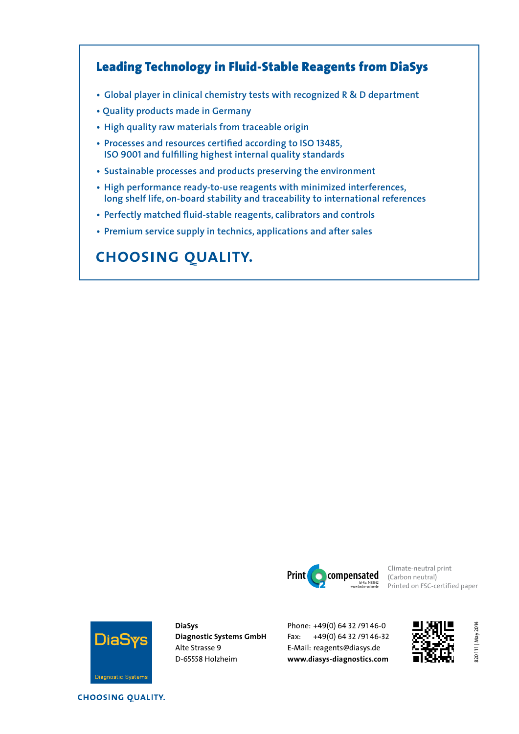## Leading Technology in Fluid-Stable Reagents from DiaSys

- Global player in clinical chemistry tests with recognized R & D department
- Quality products made in Germany
- High quality raw materials from traceable origin
- Processes and resources certified according to ISO 13485, ISO 9001 and fulfilling highest internal quality standards
- Sustainable processes and products preserving the environment
- High performance ready-to-use reagents with minimized interferences, long shelf life, on-board stability and traceability to international references
- Perfectly matched fluid-stable reagents, calibrators and controls
- Premium service supply in technics, applications and after sales

**CHOOSING QUALITY.**

Print CO2 compensated
Id-No. 1438362
www.bvdm-online.de

Climate-neutral print
(Carbon neutral)
Printed on FSC-certified paper

DiaSys
Diagnostic Systems

**DiaSys**
**Diagnostic Systems GmbH**
Alte Strasse 9
D-65558 Holzheim

Phone: +49(0) 64 32 /91 46-0
Fax: +49(0) 64 32 /91 46-32
E-Mail: reagents@diasys.de
**www.diasys-diagnostics.com**

820111 | May 2014

**CHOOSING QUALITY.**